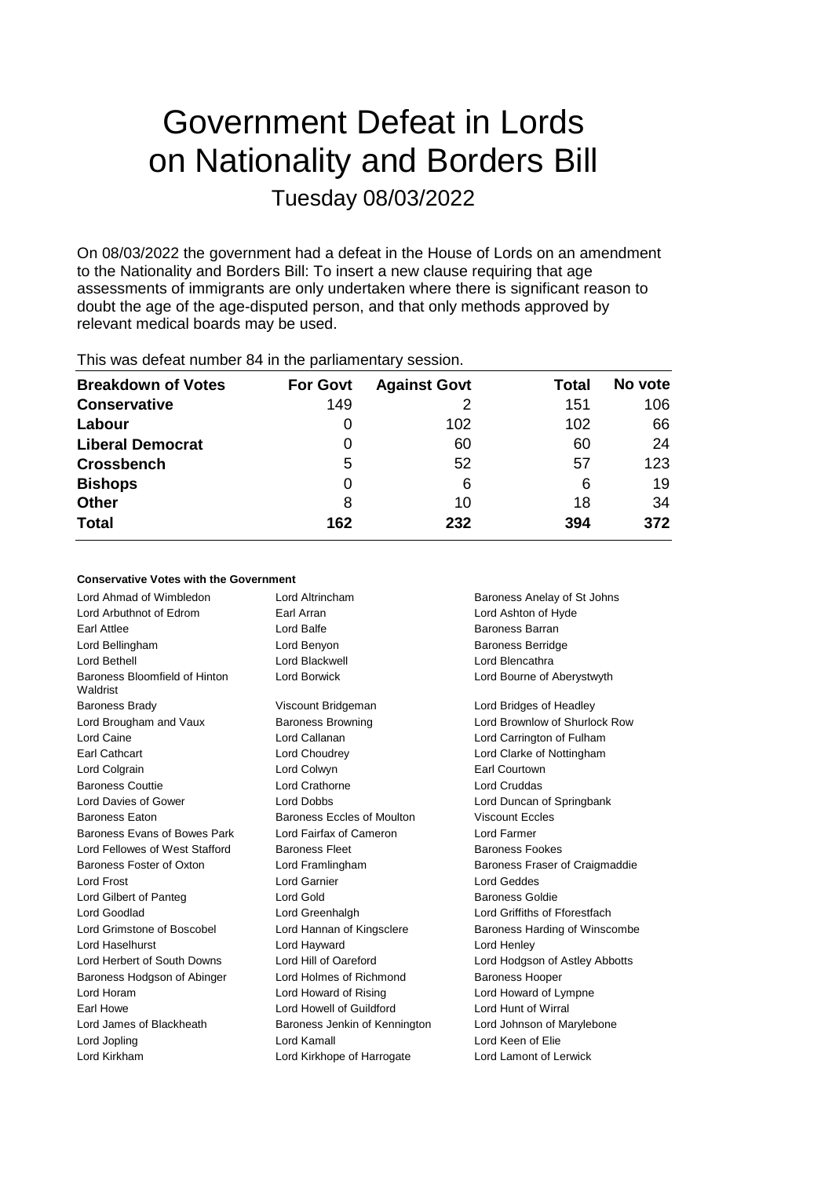# Government Defeat in Lords on Nationality and Borders Bill

## Tuesday 08/03/2022

On 08/03/2022 the government had a defeat in the House of Lords on an amendment to the Nationality and Borders Bill: To insert a new clause requiring that age assessments of immigrants are only undertaken where there is significant reason to doubt the age of the age-disputed person, and that only methods approved by relevant medical boards may be used.

This was defeat number 84 in the parliamentary session.

| Breakdown of Votes | For Govt | Against Govt | Total | No vote |
|---|---|---|---|---|
| **Conservative** | 149 | 2 | 151 | 106 |
| **Labour** | 0 | 102 | 102 | 66 |
| **Liberal Democrat** | 0 | 60 | 60 | 24 |
| **Crossbench** | 5 | 52 | 57 | 123 |
| **Bishops** | 0 | 6 | 6 | 19 |
| **Other** | 8 | 10 | 18 | 34 |
| **Total** | 162 | 232 | 394 | 372 |

#### Conservative Votes with the Government

| | | |
|---|---|---|
| Lord Ahmad of Wimbledon | Lord Altrincham | Baroness Anelay of St Johns |
| Lord Arbuthnot of Edrom | Earl Arran | Lord Ashton of Hyde |
| Earl Attlee | Lord Balfe | Baroness Barran |
| Lord Bellingham | Lord Benyon | Baroness Berridge |
| Lord Bethell | Lord Blackwell | Lord Blencathra |
| Baroness Bloomfield of Hinton Waldrist | Lord Borwick | Lord Bourne of Aberystwyth |
| Baroness Brady | Viscount Bridgeman | Lord Bridges of Headley |
| Lord Brougham and Vaux | Baroness Browning | Lord Brownlow of Shurlock Row |
| Lord Caine | Lord Callanan | Lord Carrington of Fulham |
| Earl Cathcart | Lord Choudrey | Lord Clarke of Nottingham |
| Lord Colgrain | Lord Colwyn | Earl Courtown |
| Baroness Couttie | Lord Crathorne | Lord Cruddas |
| Lord Davies of Gower | Lord Dobbs | Lord Duncan of Springbank |
| Baroness Eaton | Baroness Eccles of Moulton | Viscount Eccles |
| Baroness Evans of Bowes Park | Lord Fairfax of Cameron | Lord Farmer |
| Lord Fellowes of West Stafford | Baroness Fleet | Baroness Fookes |
| Baroness Foster of Oxton | Lord Framlingham | Baroness Fraser of Craigmaddie |
| Lord Frost | Lord Garnier | Lord Geddes |
| Lord Gilbert of Panteg | Lord Gold | Baroness Goldie |
| Lord Goodlad | Lord Greenhalgh | Lord Griffiths of Fforestfach |
| Lord Grimstone of Boscobel | Lord Hannan of Kingsclere | Baroness Harding of Winscombe |
| Lord Haselhurst | Lord Hayward | Lord Henley |
| Lord Herbert of South Downs | Lord Hill of Oareford | Lord Hodgson of Astley Abbotts |
| Baroness Hodgson of Abinger | Lord Holmes of Richmond | Baroness Hooper |
| Lord Horam | Lord Howard of Rising | Lord Howard of Lympne |
| Earl Howe | Lord Howell of Guildford | Lord Hunt of Wirral |
| Lord James of Blackheath | Baroness Jenkin of Kennington | Lord Johnson of Marylebone |
| Lord Jopling | Lord Kamall | Lord Keen of Elie |
| Lord Kirkham | Lord Kirkhope of Harrogate | Lord Lamont of Lerwick |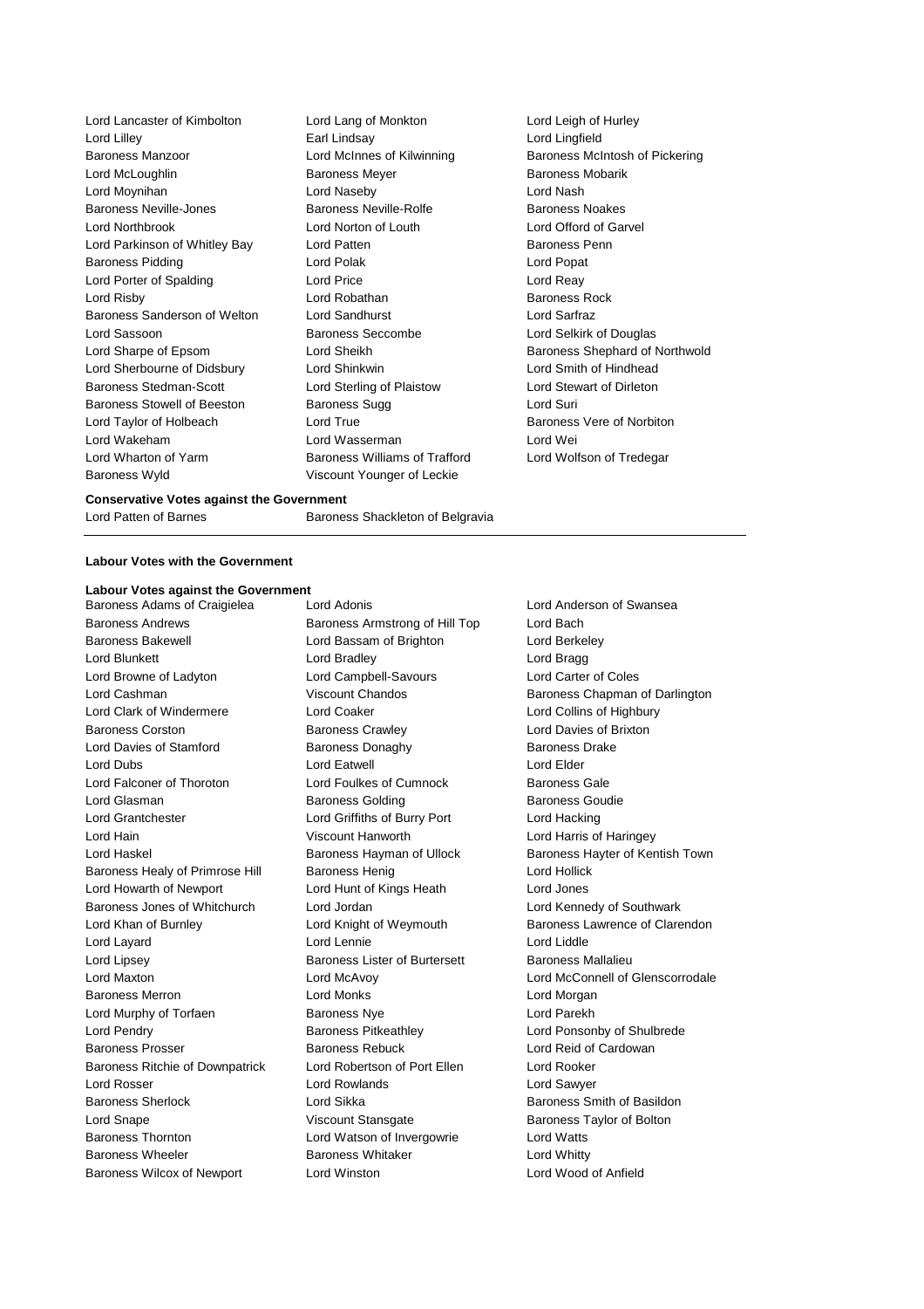Lord Lancaster of Kimbolton
Lord Lang of Monkton
Lord Leigh of Hurley
Lord Lilley
Earl Lindsay
Lord Lingfield
Baroness Manzoor
Lord McInnes of Kilwinning
Baroness McIntosh of Pickering
Lord McLoughlin
Baroness Meyer
Baroness Mobarik
Lord Moynihan
Lord Naseby
Lord Nash
Baroness Neville-Jones
Baroness Neville-Rolfe
Baroness Noakes
Lord Northbrook
Lord Norton of Louth
Lord Offord of Garvel
Lord Parkinson of Whitley Bay
Lord Patten
Baroness Penn
Baroness Pidding
Lord Polak
Lord Popat
Lord Porter of Spalding
Lord Price
Lord Reay
Lord Risby
Lord Robathan
Baroness Rock
Baroness Sanderson of Welton
Lord Sandhurst
Lord Sarfraz
Lord Sassoon
Baroness Seccombe
Lord Selkirk of Douglas
Lord Sharpe of Epsom
Lord Sheikh
Baroness Shephard of Northwold
Lord Sherbourne of Didsbury
Lord Shinkwin
Lord Smith of Hindhead
Baroness Stedman-Scott
Lord Sterling of Plaistow
Lord Stewart of Dirleton
Baroness Stowell of Beeston
Baroness Sugg
Lord Suri
Lord Taylor of Holbeach
Lord True
Baroness Vere of Norbiton
Lord Wakeham
Lord Wasserman
Lord Wei
Lord Wharton of Yarm
Baroness Williams of Trafford
Lord Wolfson of Tredegar
Baroness Wyld
Viscount Younger of Leckie

**Conservative Votes against the Government**

Lord Patten of Barnes
Baroness Shackleton of Belgravia

---

**Labour Votes with the Government**

**Labour Votes against the Government**

Baroness Adams of Craigielea
Lord Adonis
Lord Anderson of Swansea
Baroness Andrews
Baroness Armstrong of Hill Top
Lord Bach
Baroness Bakewell
Lord Bassam of Brighton
Lord Berkeley
Lord Blunkett
Lord Bradley
Lord Bragg
Lord Browne of Ladyton
Lord Campbell-Savours
Lord Carter of Coles
Lord Cashman
Viscount Chandos
Baroness Chapman of Darlington
Lord Clark of Windermere
Lord Coaker
Lord Collins of Highbury
Baroness Corston
Baroness Crawley
Lord Davies of Brixton
Lord Davies of Stamford
Baroness Donaghy
Baroness Drake
Lord Dubs
Lord Eatwell
Lord Elder
Lord Falconer of Thoroton
Lord Foulkes of Cumnock
Baroness Gale
Lord Glasman
Baroness Golding
Baroness Goudie
Lord Grantchester
Lord Griffiths of Burry Port
Lord Hacking
Lord Hain
Viscount Hanworth
Lord Harris of Haringey
Lord Haskel
Baroness Hayman of Ullock
Baroness Hayter of Kentish Town
Baroness Healy of Primrose Hill
Baroness Henig
Lord Hollick
Lord Howarth of Newport
Lord Hunt of Kings Heath
Lord Jones
Baroness Jones of Whitchurch
Lord Jordan
Lord Kennedy of Southwark
Lord Khan of Burnley
Lord Knight of Weymouth
Baroness Lawrence of Clarendon
Lord Layard
Lord Lennie
Lord Liddle
Lord Lipsey
Baroness Lister of Burtersett
Baroness Mallalieu
Lord Maxton
Lord McAvoy
Lord McConnell of Glenscorrodale
Baroness Merron
Lord Monks
Lord Morgan
Lord Murphy of Torfaen
Baroness Nye
Lord Parekh
Lord Pendry
Baroness Pitkeathley
Lord Ponsonby of Shulbrede
Baroness Prosser
Baroness Rebuck
Lord Reid of Cardowan
Baroness Ritchie of Downpatrick
Lord Robertson of Port Ellen
Lord Rooker
Lord Rosser
Lord Rowlands
Lord Sawyer
Baroness Sherlock
Lord Sikka
Baroness Smith of Basildon
Lord Snape
Viscount Stansgate
Baroness Taylor of Bolton
Baroness Thornton
Lord Watson of Invergowrie
Lord Watts
Baroness Wheeler
Baroness Whitaker
Lord Whitty
Baroness Wilcox of Newport
Lord Winston
Lord Wood of Anfield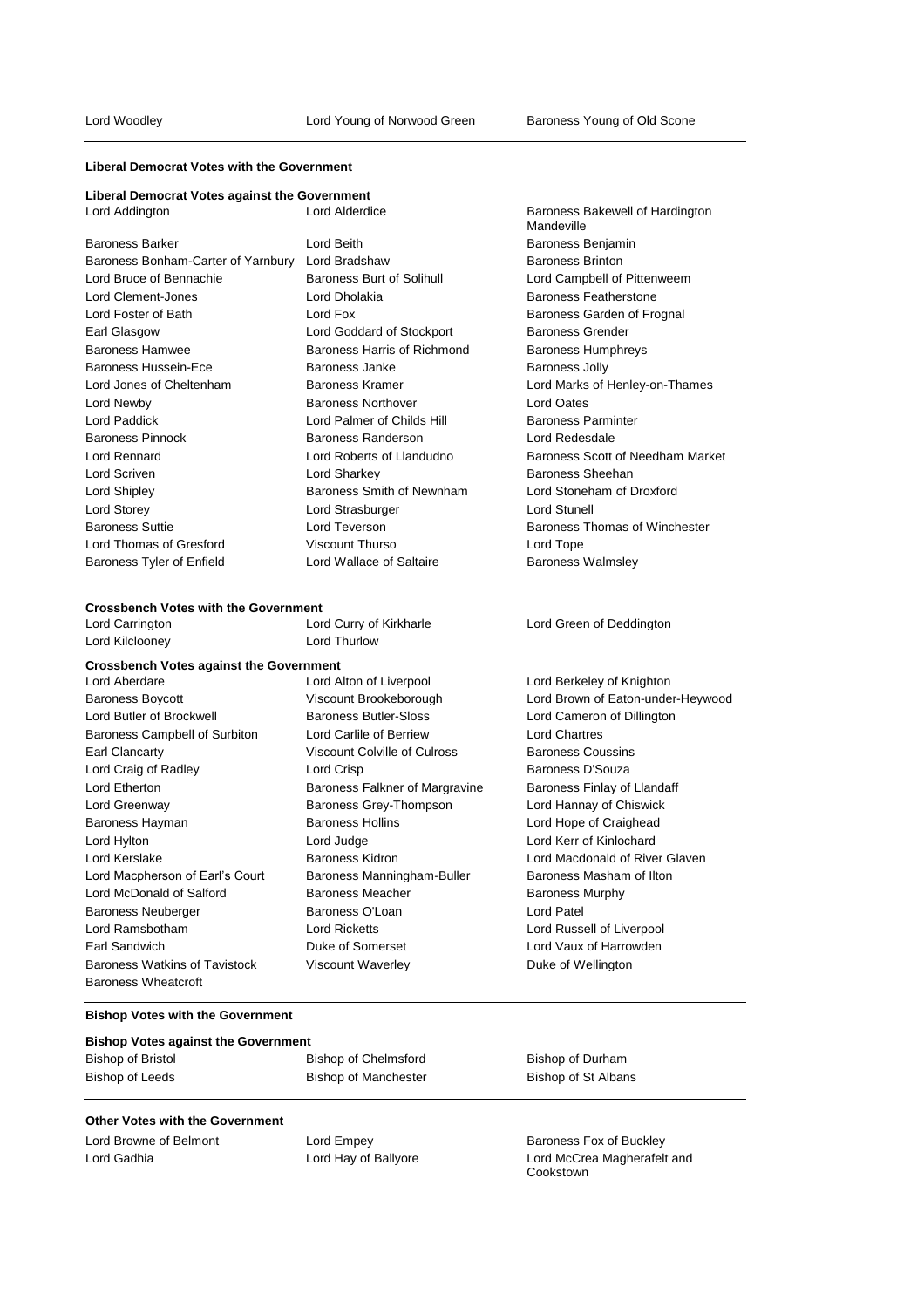Lord Woodley | Lord Young of Norwood Green | Baroness Young of Old Scone

**Liberal Democrat Votes with the Government**

**Liberal Democrat Votes against the Government**

| | | |
|---|---|---|
| Lord Addington | Lord Alderdice | Baroness Bakewell of Hardington Mandeville |
| Baroness Barker | Lord Beith | Baroness Benjamin |
| Baroness Bonham-Carter of Yarnbury | Lord Bradshaw | Baroness Brinton |
| Lord Bruce of Bennachie | Baroness Burt of Solihull | Lord Campbell of Pittenweem |
| Lord Clement-Jones | Lord Dholakia | Baroness Featherstone |
| Lord Foster of Bath | Lord Fox | Baroness Garden of Frognal |
| Earl Glasgow | Lord Goddard of Stockport | Baroness Grender |
| Baroness Hamwee | Baroness Harris of Richmond | Baroness Humphreys |
| Baroness Hussein-Ece | Baroness Janke | Baroness Jolly |
| Lord Jones of Cheltenham | Baroness Kramer | Lord Marks of Henley-on-Thames |
| Lord Newby | Baroness Northover | Lord Oates |
| Lord Paddick | Lord Palmer of Childs Hill | Baroness Parminter |
| Baroness Pinnock | Baroness Randerson | Lord Redesdale |
| Lord Rennard | Lord Roberts of Llandudno | Baroness Scott of Needham Market |
| Lord Scriven | Lord Sharkey | Baroness Sheehan |
| Lord Shipley | Baroness Smith of Newnham | Lord Stoneham of Droxford |
| Lord Storey | Lord Strasburger | Lord Stunell |
| Baroness Suttie | Lord Teverson | Baroness Thomas of Winchester |
| Lord Thomas of Gresford | Viscount Thurso | Lord Tope |
| Baroness Tyler of Enfield | Lord Wallace of Saltaire | Baroness Walmsley |

**Crossbench Votes with the Government**

| | | |
|---|---|---|
| Lord Carrington | Lord Curry of Kirkharle | Lord Green of Deddington |
| Lord Kilclooney | Lord Thurlow | |

**Crossbench Votes against the Government**

| | | |
|---|---|---|
| Lord Aberdare | Lord Alton of Liverpool | Lord Berkeley of Knighton |
| Baroness Boycott | Viscount Brookeborough | Lord Brown of Eaton-under-Heywood |
| Lord Butler of Brockwell | Baroness Butler-Sloss | Lord Cameron of Dillington |
| Baroness Campbell of Surbiton | Lord Carlile of Berriew | Lord Chartres |
| Earl Clancarty | Viscount Colville of Culross | Baroness Coussins |
| Lord Craig of Radley | Lord Crisp | Baroness D'Souza |
| Lord Etherton | Baroness Falkner of Margravine | Baroness Finlay of Llandaff |
| Lord Greenway | Baroness Grey-Thompson | Lord Hannay of Chiswick |
| Baroness Hayman | Baroness Hollins | Lord Hope of Craighead |
| Lord Hylton | Lord Judge | Lord Kerr of Kinlochard |
| Lord Kerslake | Baroness Kidron | Lord Macdonald of River Glaven |
| Lord Macpherson of Earl's Court | Baroness Manningham-Buller | Baroness Masham of Ilton |
| Lord McDonald of Salford | Baroness Meacher | Baroness Murphy |
| Baroness Neuberger | Baroness O'Loan | Lord Patel |
| Lord Ramsbotham | Lord Ricketts | Lord Russell of Liverpool |
| Earl Sandwich | Duke of Somerset | Lord Vaux of Harrowden |
| Baroness Watkins of Tavistock | Viscount Waverley | Duke of Wellington |
| Baroness Wheatcroft | | |

**Bishop Votes with the Government**

**Bishop Votes against the Government**

| | | |
|---|---|---|
| Bishop of Bristol | Bishop of Chelmsford | Bishop of Durham |
| Bishop of Leeds | Bishop of Manchester | Bishop of St Albans |

**Other Votes with the Government**

| | | |
|---|---|---|
| Lord Browne of Belmont | Lord Empey | Baroness Fox of Buckley |
| Lord Gadhia | Lord Hay of Ballyore | Lord McCrea Magherafelt and Cookstown |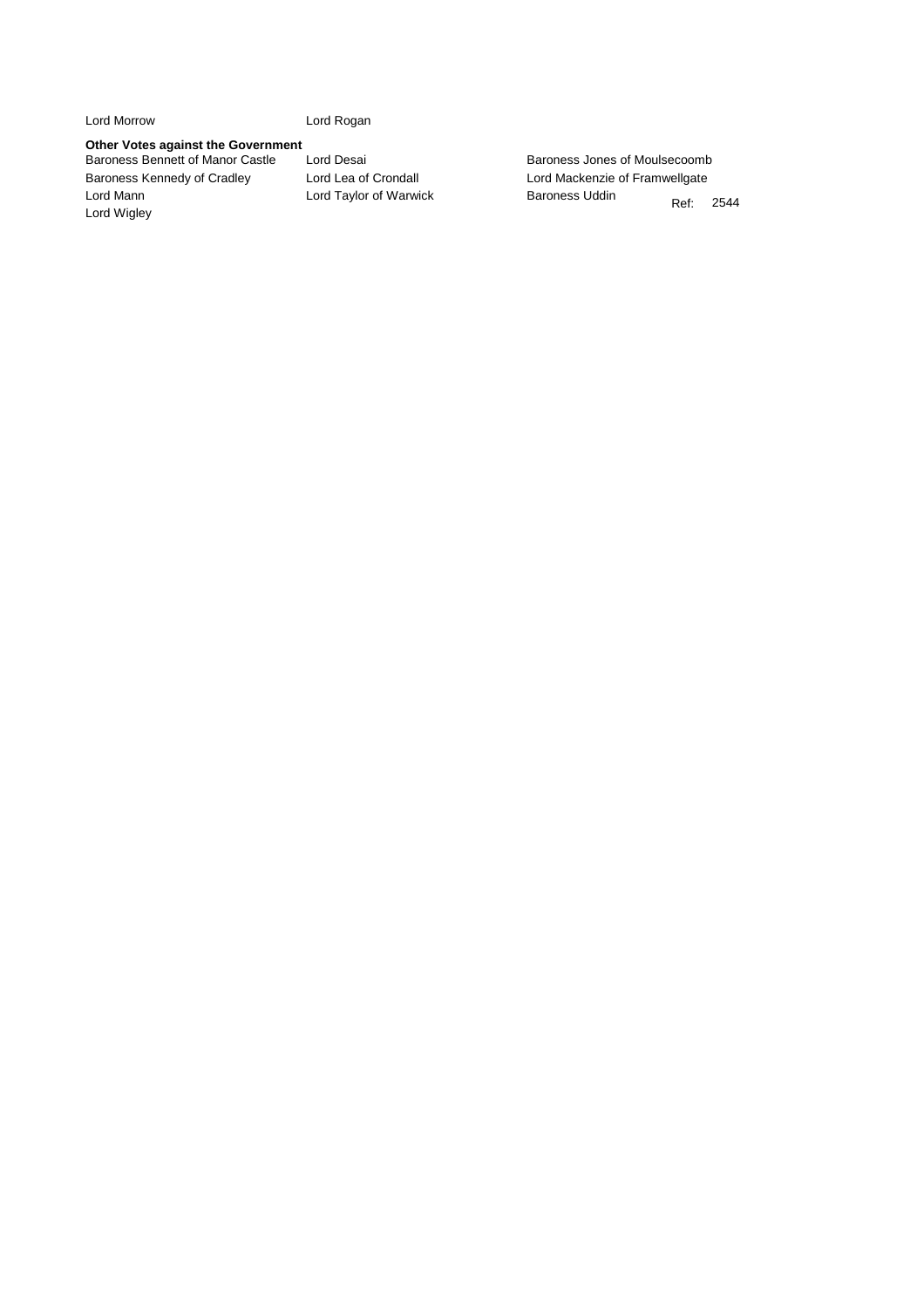Lord Morrow
Lord Rogan

**Other Votes against the Government**

Baroness Bennett of Manor Castle
Lord Desai
Baroness Jones of Moulsecoomb
Baroness Kennedy of Cradley
Lord Lea of Crondall
Lord Mackenzie of Framwellgate
Lord Mann
Lord Taylor of Warwick
Baroness Uddin
Lord Wigley

Ref: 2544